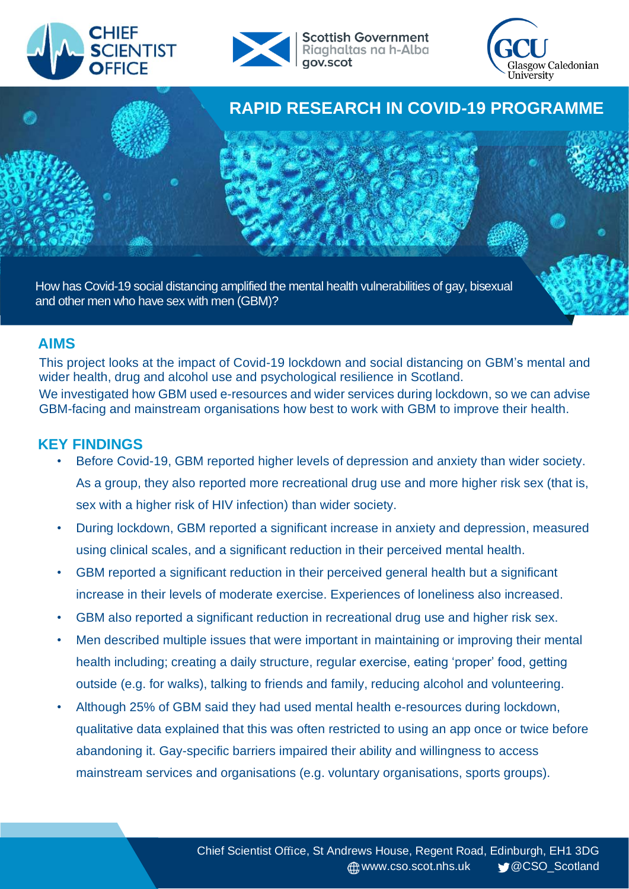CHIEF SCIENTIST OFFICE

Scottish Government
Riaghaltas na h-Alba
gov.scot

GCU Glasgow Caledonian University

# RAPID RESEARCH IN COVID-19 PROGRAMME

How has Covid-19 social distancing amplified the mental health vulnerabilities of gay, bisexual and other men who have sex with men (GBM)?

## AIMS

This project looks at the impact of Covid-19 lockdown and social distancing on GBM's mental and wider health, drug and alcohol use and psychological resilience in Scotland.

We investigated how GBM used e-resources and wider services during lockdown, so we can advise GBM-facing and mainstream organisations how best to work with GBM to improve their health.

## KEY FINDINGS

- Before Covid-19, GBM reported higher levels of depression and anxiety than wider society. As a group, they also reported more recreational drug use and more higher risk sex (that is, sex with a higher risk of HIV infection) than wider society.
- During lockdown, GBM reported a significant increase in anxiety and depression, measured using clinical scales, and a significant reduction in their perceived mental health.
- GBM reported a significant reduction in their perceived general health but a significant increase in their levels of moderate exercise. Experiences of loneliness also increased.
- GBM also reported a significant reduction in recreational drug use and higher risk sex.
- Men described multiple issues that were important in maintaining or improving their mental health including; creating a daily structure, regular exercise, eating 'proper' food, getting outside (e.g. for walks), talking to friends and family, reducing alcohol and volunteering.
- Although 25% of GBM said they had used mental health e-resources during lockdown, qualitative data explained that this was often restricted to using an app once or twice before abandoning it. Gay-specific barriers impaired their ability and willingness to access mainstream services and organisations (e.g. voluntary organisations, sports groups).

Chief Scientist Office, St Andrews House, Regent Road, Edinburgh, EH1 3DG
www.cso.scot.nhs.uk @CSO_Scotland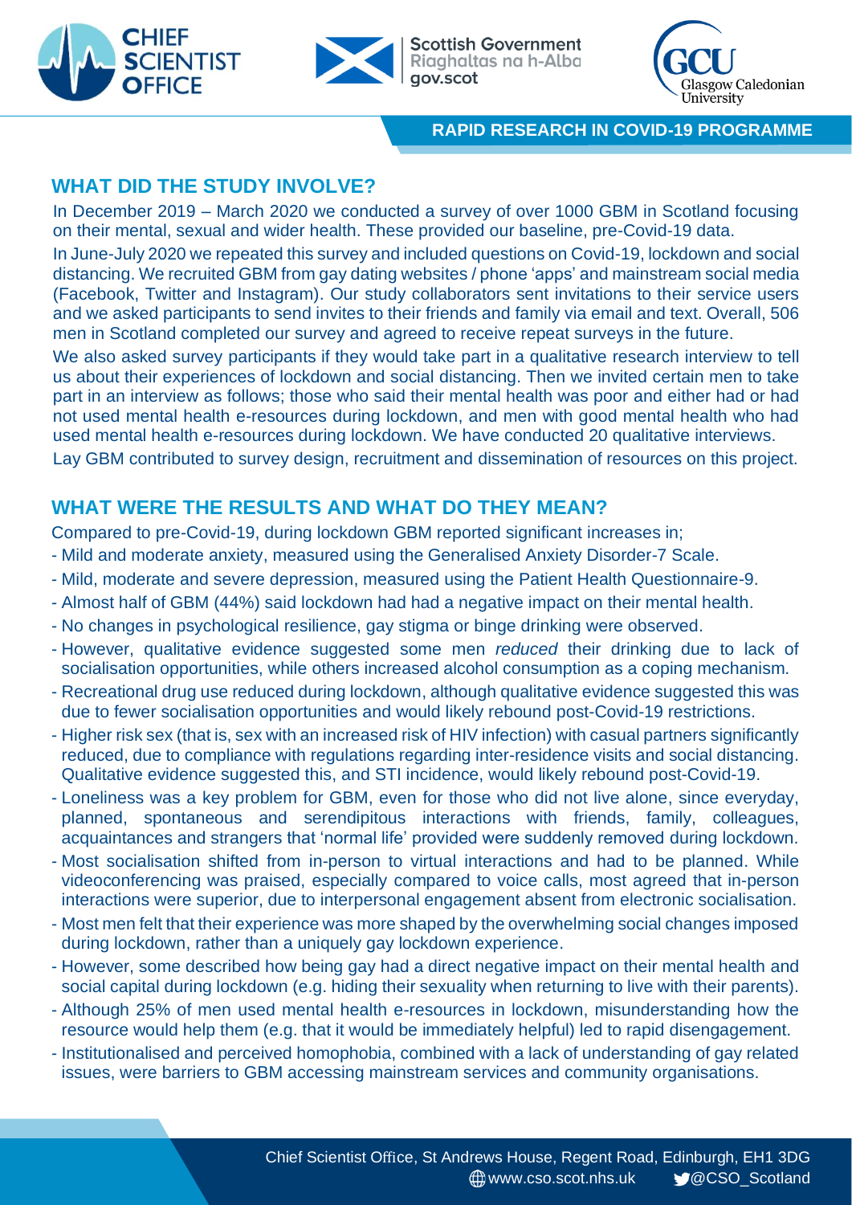## WHAT DID THE STUDY INVOLVE?

In December 2019 – March 2020 we conducted a survey of over 1000 GBM in Scotland focusing on their mental, sexual and wider health. These provided our baseline, pre-Covid-19 data.

In June-July 2020 we repeated this survey and included questions on Covid-19, lockdown and social distancing. We recruited GBM from gay dating websites / phone 'apps' and mainstream social media (Facebook, Twitter and Instagram). Our study collaborators sent invitations to their service users and we asked participants to send invites to their friends and family via email and text. Overall, 506 men in Scotland completed our survey and agreed to receive repeat surveys in the future.

We also asked survey participants if they would take part in a qualitative research interview to tell us about their experiences of lockdown and social distancing. Then we invited certain men to take part in an interview as follows; those who said their mental health was poor and either had or had not used mental health e-resources during lockdown, and men with good mental health who had used mental health e-resources during lockdown. We have conducted 20 qualitative interviews.

Lay GBM contributed to survey design, recruitment and dissemination of resources on this project.

## WHAT WERE THE RESULTS AND WHAT DO THEY MEAN?

Compared to pre-Covid-19, during lockdown GBM reported significant increases in;

- Mild and moderate anxiety, measured using the Generalised Anxiety Disorder-7 Scale.
- Mild, moderate and severe depression, measured using the Patient Health Questionnaire-9.
- Almost half of GBM (44%) said lockdown had had a negative impact on their mental health.
- No changes in psychological resilience, gay stigma or binge drinking were observed.
- However, qualitative evidence suggested some men *reduced* their drinking due to lack of socialisation opportunities, while others increased alcohol consumption as a coping mechanism.
- Recreational drug use reduced during lockdown, although qualitative evidence suggested this was due to fewer socialisation opportunities and would likely rebound post-Covid-19 restrictions.
- Higher risk sex (that is, sex with an increased risk of HIV infection) with casual partners significantly reduced, due to compliance with regulations regarding inter-residence visits and social distancing. Qualitative evidence suggested this, and STI incidence, would likely rebound post-Covid-19.
- Loneliness was a key problem for GBM, even for those who did not live alone, since everyday, planned, spontaneous and serendipitous interactions with friends, family, colleagues, acquaintances and strangers that 'normal life' provided were suddenly removed during lockdown.
- Most socialisation shifted from in-person to virtual interactions and had to be planned. While videoconferencing was praised, especially compared to voice calls, most agreed that in-person interactions were superior, due to interpersonal engagement absent from electronic socialisation.
- Most men felt that their experience was more shaped by the overwhelming social changes imposed during lockdown, rather than a uniquely gay lockdown experience.
- However, some described how being gay had a direct negative impact on their mental health and social capital during lockdown (e.g. hiding their sexuality when returning to live with their parents).
- Although 25% of men used mental health e-resources in lockdown, misunderstanding how the resource would help them (e.g. that it would be immediately helpful) led to rapid disengagement.
- Institutionalised and perceived homophobia, combined with a lack of understanding of gay related issues, were barriers to GBM accessing mainstream services and community organisations.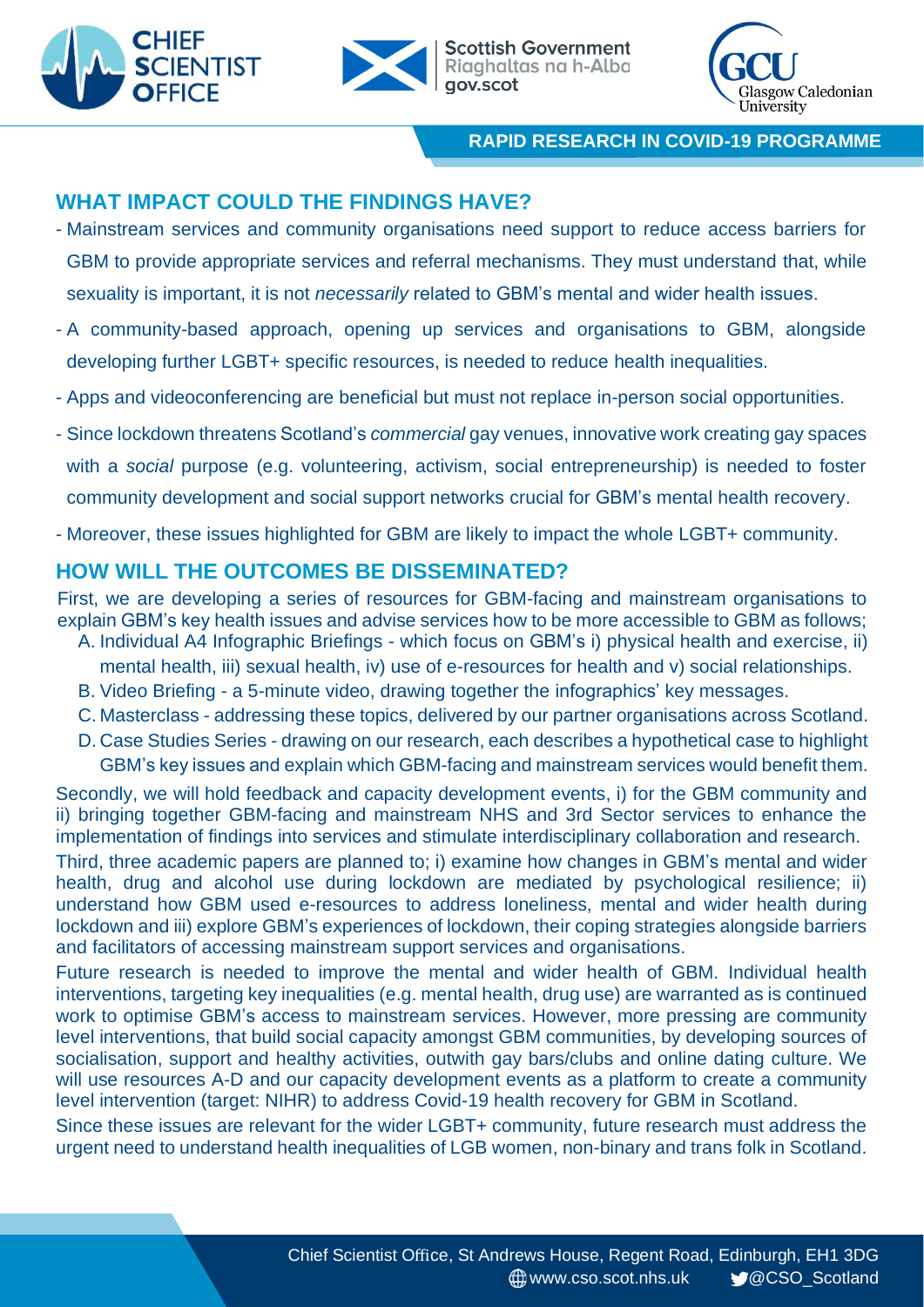## WHAT IMPACT COULD THE FINDINGS HAVE?

- Mainstream services and community organisations need support to reduce access barriers for GBM to provide appropriate services and referral mechanisms. They must understand that, while sexuality is important, it is not *necessarily* related to GBM's mental and wider health issues.
- A community-based approach, opening up services and organisations to GBM, alongside developing further LGBT+ specific resources, is needed to reduce health inequalities.
- Apps and videoconferencing are beneficial but must not replace in-person social opportunities.
- Since lockdown threatens Scotland's *commercial* gay venues, innovative work creating gay spaces with a *social* purpose (e.g. volunteering, activism, social entrepreneurship) is needed to foster community development and social support networks crucial for GBM's mental health recovery.
- Moreover, these issues highlighted for GBM are likely to impact the whole LGBT+ community.

## HOW WILL THE OUTCOMES BE DISSEMINATED?

First, we are developing a series of resources for GBM-facing and mainstream organisations to explain GBM's key health issues and advise services how to be more accessible to GBM as follows;

A. Individual A4 Infographic Briefings - which focus on GBM's i) physical health and exercise, ii) mental health, iii) sexual health, iv) use of e-resources for health and v) social relationships.
B. Video Briefing - a 5-minute video, drawing together the infographics' key messages.
C. Masterclass - addressing these topics, delivered by our partner organisations across Scotland.
D. Case Studies Series - drawing on our research, each describes a hypothetical case to highlight GBM's key issues and explain which GBM-facing and mainstream services would benefit them.

Secondly, we will hold feedback and capacity development events, i) for the GBM community and ii) bringing together GBM-facing and mainstream NHS and 3rd Sector services to enhance the implementation of findings into services and stimulate interdisciplinary collaboration and research.

Third, three academic papers are planned to; i) examine how changes in GBM's mental and wider health, drug and alcohol use during lockdown are mediated by psychological resilience; ii) understand how GBM used e-resources to address loneliness, mental and wider health during lockdown and iii) explore GBM's experiences of lockdown, their coping strategies alongside barriers and facilitators of accessing mainstream support services and organisations.

Future research is needed to improve the mental and wider health of GBM. Individual health interventions, targeting key inequalities (e.g. mental health, drug use) are warranted as is continued work to optimise GBM's access to mainstream services. However, more pressing are community level interventions, that build social capacity amongst GBM communities, by developing sources of socialisation, support and healthy activities, outwith gay bars/clubs and online dating culture. We will use resources A-D and our capacity development events as a platform to create a community level intervention (target: NIHR) to address Covid-19 health recovery for GBM in Scotland.

Since these issues are relevant for the wider LGBT+ community, future research must address the urgent need to understand health inequalities of LGB women, non-binary and trans folk in Scotland.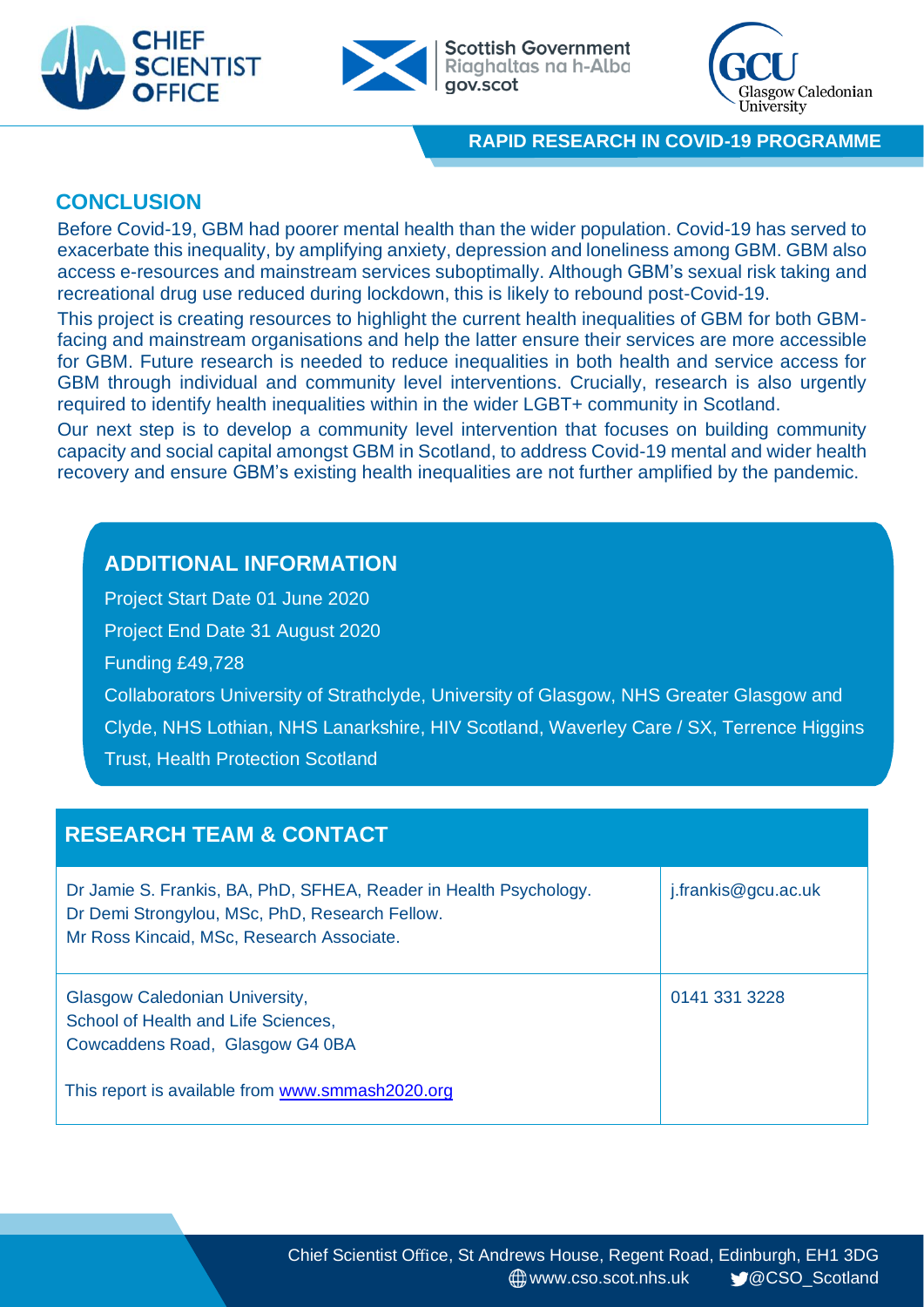## CONCLUSION

Before Covid-19, GBM had poorer mental health than the wider population. Covid-19 has served to exacerbate this inequality, by amplifying anxiety, depression and loneliness among GBM. GBM also access e-resources and mainstream services suboptimally. Although GBM's sexual risk taking and recreational drug use reduced during lockdown, this is likely to rebound post-Covid-19.

This project is creating resources to highlight the current health inequalities of GBM for both GBM-facing and mainstream organisations and help the latter ensure their services are more accessible for GBM. Future research is needed to reduce inequalities in both health and service access for GBM through individual and community level interventions. Crucially, research is also urgently required to identify health inequalities within in the wider LGBT+ community in Scotland.

Our next step is to develop a community level intervention that focuses on building community capacity and social capital amongst GBM in Scotland, to address Covid-19 mental and wider health recovery and ensure GBM's existing health inequalities are not further amplified by the pandemic.

## ADDITIONAL INFORMATION

Project Start Date 01 June 2020

Project End Date 31 August 2020

Funding £49,728

Collaborators University of Strathclyde, University of Glasgow, NHS Greater Glasgow and Clyde, NHS Lothian, NHS Lanarkshire, HIV Scotland, Waverley Care / SX, Terrence Higgins Trust, Health Protection Scotland

## RESEARCH TEAM & CONTACT

| | |
|---|---|
| Dr Jamie S. Frankis, BA, PhD, SFHEA, Reader in Health Psychology.<br>Dr Demi Strongylou, MSc, PhD, Research Fellow.<br>Mr Ross Kincaid, MSc, Research Associate. | j.frankis@gcu.ac.uk |
| Glasgow Caledonian University,<br>School of Health and Life Sciences,<br>Cowcaddens Road, Glasgow G4 0BA<br><br>This report is available from www.smmash2020.org | 0141 331 3228 |

Chief Scientist Office, St Andrews House, Regent Road, Edinburgh, EH1 3DG
www.cso.scot.nhs.uk @CSO_Scotland